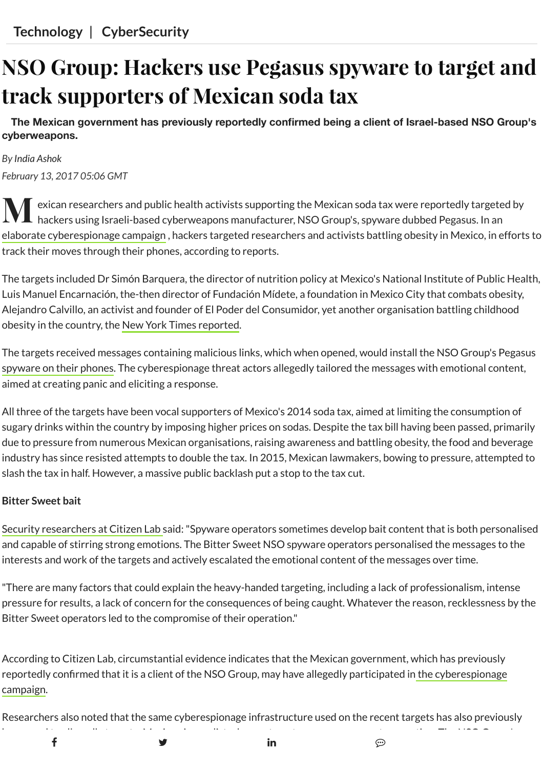Technology | CyberSecurity

# NSO Group: Hackers use Pegasus spyware to target and track supporters of Mexican soda tax

**The Mexican government has previously reportedly confirmed being a client of Israel-based NSO Group's cyberweapons.**

*By India Ashok*

*February 13, 2017 05:06 GMT*

Mexican researchers and public health activists supporting the Mexican soda tax were reportedly targeted by hackers using Israeli-based cyberweapons manufacturer, NSO Group's, spyware dubbed Pegasus. In an elaborate cyberespionage campaign , hackers targeted researchers and activists battling obesity in Mexico, in efforts to track their moves through their phones, according to reports.

The targets included Dr Simón Barquera, the director of nutrition policy at Mexico's National Institute of Public Health, Luis Manuel Encarnación, the-then director of Fundación Mídete, a foundation in Mexico City that combats obesity, Alejandro Calvillo, an activist and founder of El Poder del Consumidor, yet another organisation battling childhood obesity in the country, the New York Times reported.

The targets received messages containing malicious links, which when opened, would install the NSO Group's Pegasus spyware on their phones. The cyberespionage threat actors allegedly tailored the messages with emotional content, aimed at creating panic and eliciting a response.

All three of the targets have been vocal supporters of Mexico's 2014 soda tax, aimed at limiting the consumption of sugary drinks within the country by imposing higher prices on sodas. Despite the tax bill having been passed, primarily due to pressure from numerous Mexican organisations, raising awareness and battling obesity, the food and beverage industry has since resisted attempts to double the tax. In 2015, Mexican lawmakers, bowing to pressure, attempted to slash the tax in half. However, a massive public backlash put a stop to the tax cut.

**Bitter Sweet bait**

Security researchers at Citizen Lab said: "Spyware operators sometimes develop bait content that is both personalised and capable of stirring strong emotions. The Bitter Sweet NSO spyware operators personalised the messages to the interests and work of the targets and actively escalated the emotional content of the messages over time.

"There are many factors that could explain the heavy-handed targeting, including a lack of professionalism, intense pressure for results, a lack of concern for the consequences of being caught. Whatever the reason, recklessness by the Bitter Sweet operators led to the compromise of their operation."

According to Citizen Lab, circumstantial evidence indicates that the Mexican government, which has previously reportedly confirmed that it is a client of the NSO Group, may have allegedly participated in the cyberespionage campaign.

Researchers also noted that the same cyberespionage infrastructure used on the recent targets has also previously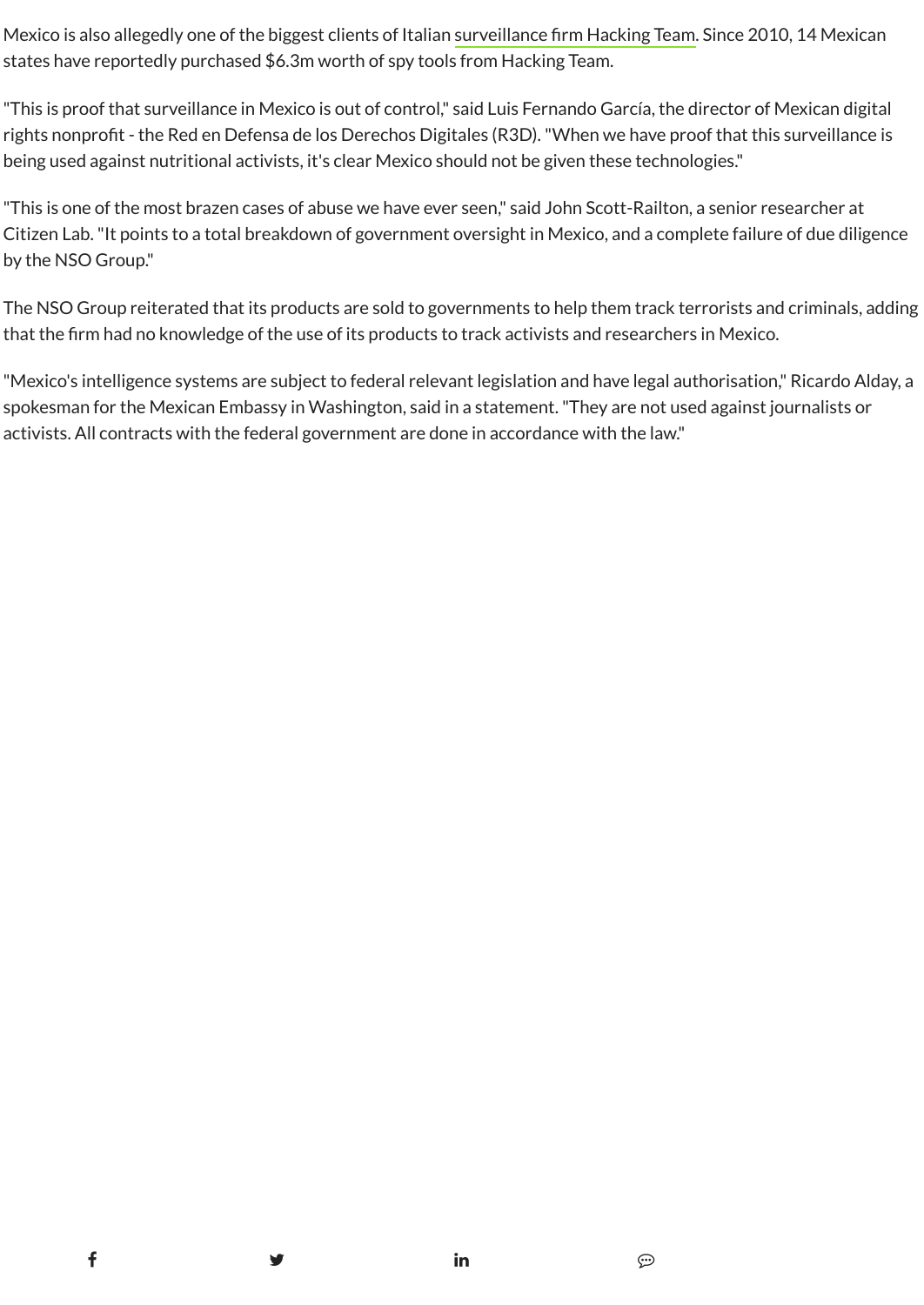Mexico is also allegedly one of the biggest clients of Italian surveillance firm Hacking Team. Since 2010, 14 Mexican states have reportedly purchased $6.3m worth of spy tools from Hacking Team.

"This is proof that surveillance in Mexico is out of control," said Luis Fernando García, the director of Mexican digital rights nonprofit - the Red en Defensa de los Derechos Digitales (R3D). "When we have proof that this surveillance is being used against nutritional activists, it's clear Mexico should not be given these technologies."

"This is one of the most brazen cases of abuse we have ever seen," said John Scott-Railton, a senior researcher at Citizen Lab. "It points to a total breakdown of government oversight in Mexico, and a complete failure of due diligence by the NSO Group."

The NSO Group reiterated that its products are sold to governments to help them track terrorists and criminals, adding that the firm had no knowledge of the use of its products to track activists and researchers in Mexico.

"Mexico's intelligence systems are subject to federal relevant legislation and have legal authorisation," Ricardo Alday, a spokesman for the Mexican Embassy in Washington, said in a statement. "They are not used against journalists or activists. All contracts with the federal government are done in accordance with the law."